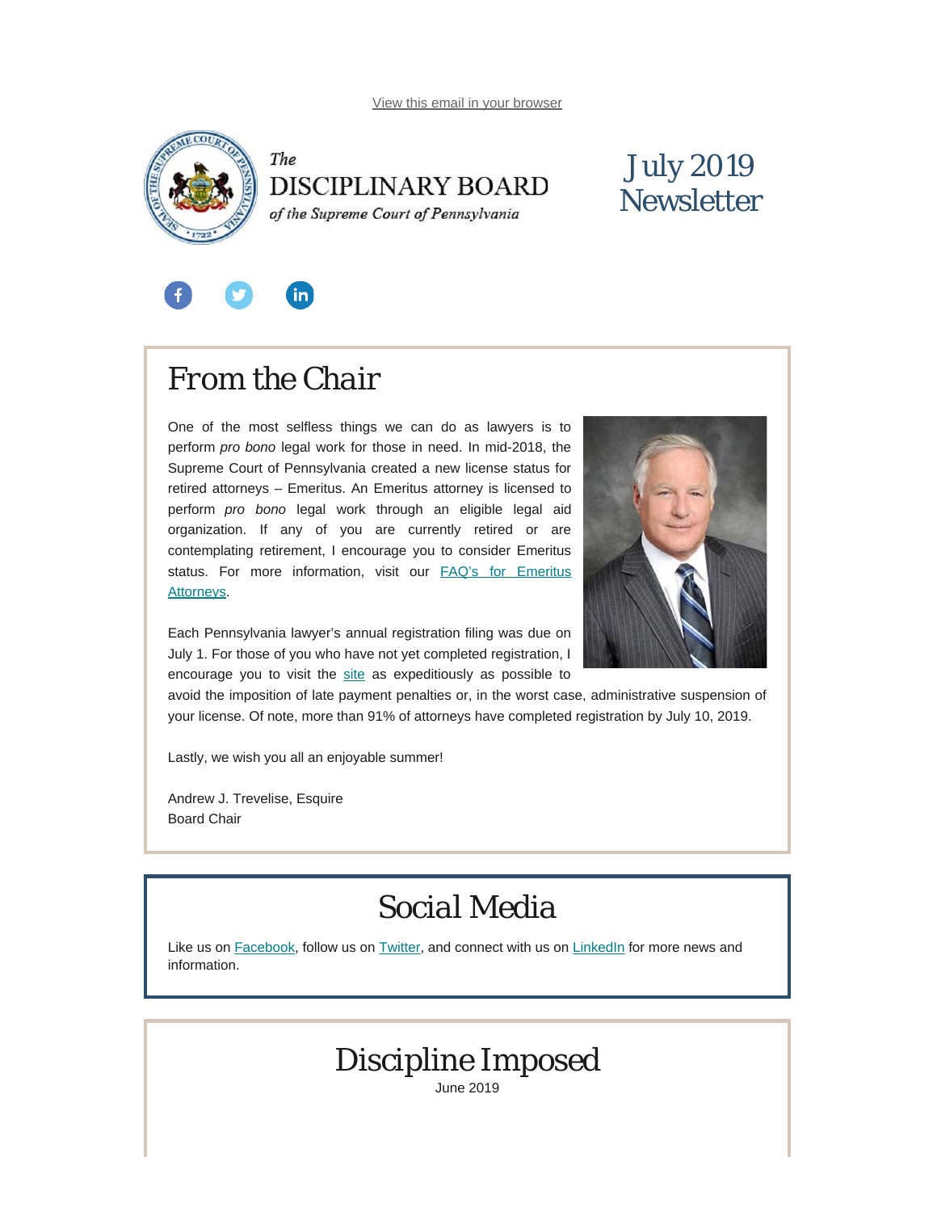View this email in your browser

The
DISCIPLINARY BOARD
*of the Supreme Court of Pennsylvania*

# July 2019 Newsletter

## From the Chair

One of the most selfless things we can do as lawyers is to perform *pro bono* legal work for those in need. In mid-2018, the Supreme Court of Pennsylvania created a new license status for retired attorneys – Emeritus. An Emeritus attorney is licensed to perform *pro bono* legal work through an eligible legal aid organization. If any of you are currently retired or are contemplating retirement, I encourage you to consider Emeritus status. For more information, visit our FAQ's for Emeritus Attorneys.

Each Pennsylvania lawyer's annual registration filing was due on July 1. For those of you who have not yet completed registration, I encourage you to visit the site as expeditiously as possible to avoid the imposition of late payment penalties or, in the worst case, administrative suspension of your license. Of note, more than 91% of attorneys have completed registration by July 10, 2019.

Lastly, we wish you all an enjoyable summer!

Andrew J. Trevelise, Esquire
Board Chair

## Social Media

Like us on Facebook, follow us on Twitter, and connect with us on LinkedIn for more news and information.

## Discipline Imposed

June 2019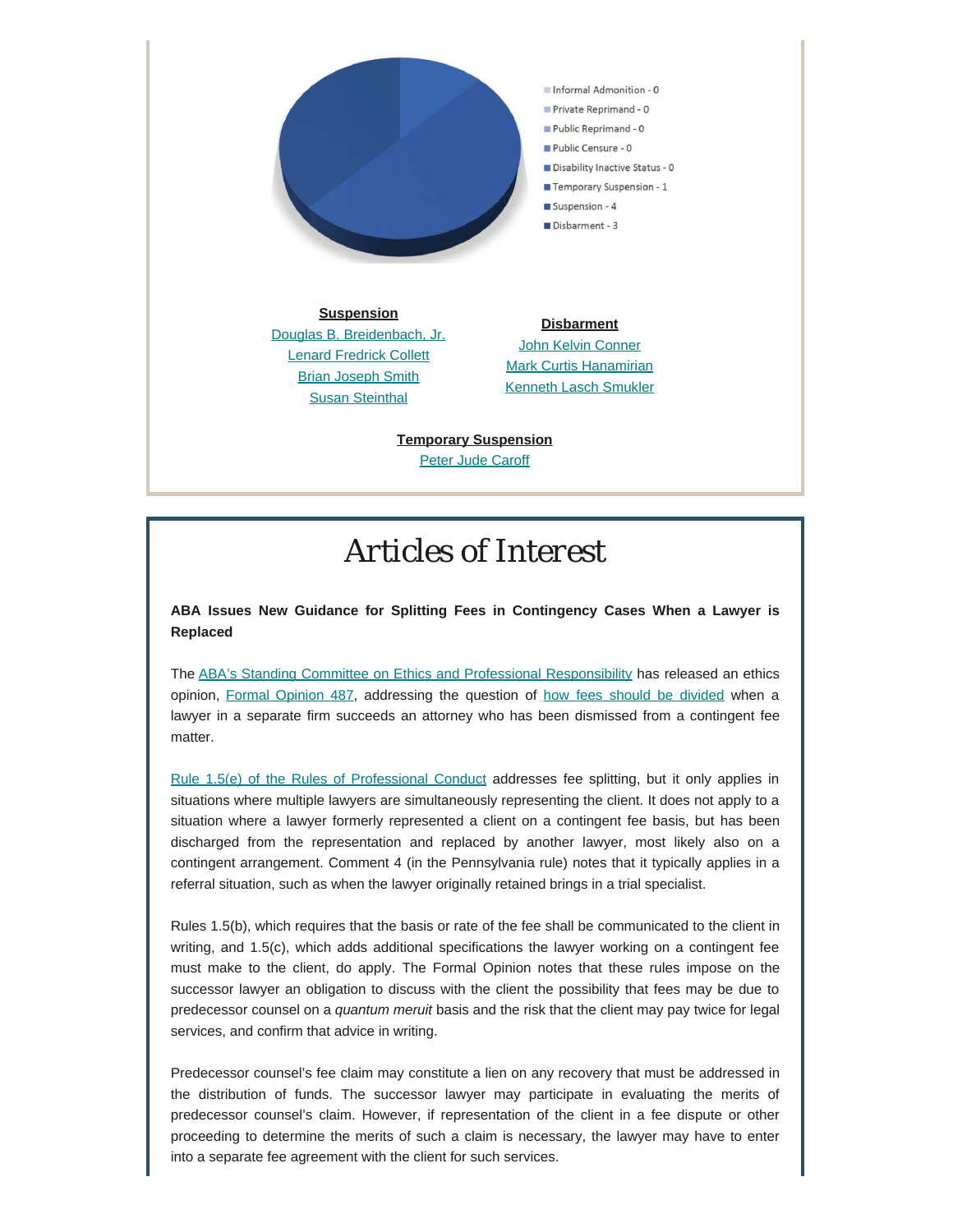Informal Admonition - 0
Private Reprimand - 0
Public Reprimand - 0
Public Censure - 0
Disability Inactive Status - 0
Temporary Suspension - 1
Suspension - 4
Disbarment - 3

**Suspension**

Douglas B. Breidenbach, Jr.
Lenard Fredrick Collett
Brian Joseph Smith
Susan Steinthal

**Disbarment**

John Kelvin Conner
Mark Curtis Hanamirian
Kenneth Lasch Smukler

**Temporary Suspension**

Peter Jude Caroff

# Articles of Interest

**ABA Issues New Guidance for Splitting Fees in Contingency Cases When a Lawyer is Replaced**

The ABA's Standing Committee on Ethics and Professional Responsibility has released an ethics opinion, Formal Opinion 487, addressing the question of how fees should be divided when a lawyer in a separate firm succeeds an attorney who has been dismissed from a contingent fee matter.

Rule 1.5(e) of the Rules of Professional Conduct addresses fee splitting, but it only applies in situations where multiple lawyers are simultaneously representing the client. It does not apply to a situation where a lawyer formerly represented a client on a contingent fee basis, but has been discharged from the representation and replaced by another lawyer, most likely also on a contingent arrangement. Comment 4 (in the Pennsylvania rule) notes that it typically applies in a referral situation, such as when the lawyer originally retained brings in a trial specialist.

Rules 1.5(b), which requires that the basis or rate of the fee shall be communicated to the client in writing, and 1.5(c), which adds additional specifications the lawyer working on a contingent fee must make to the client, do apply. The Formal Opinion notes that these rules impose on the successor lawyer an obligation to discuss with the client the possibility that fees may be due to predecessor counsel on a *quantum meruit* basis and the risk that the client may pay twice for legal services, and confirm that advice in writing.

Predecessor counsel's fee claim may constitute a lien on any recovery that must be addressed in the distribution of funds. The successor lawyer may participate in evaluating the merits of predecessor counsel's claim. However, if representation of the client in a fee dispute or other proceeding to determine the merits of such a claim is necessary, the lawyer may have to enter into a separate fee agreement with the client for such services.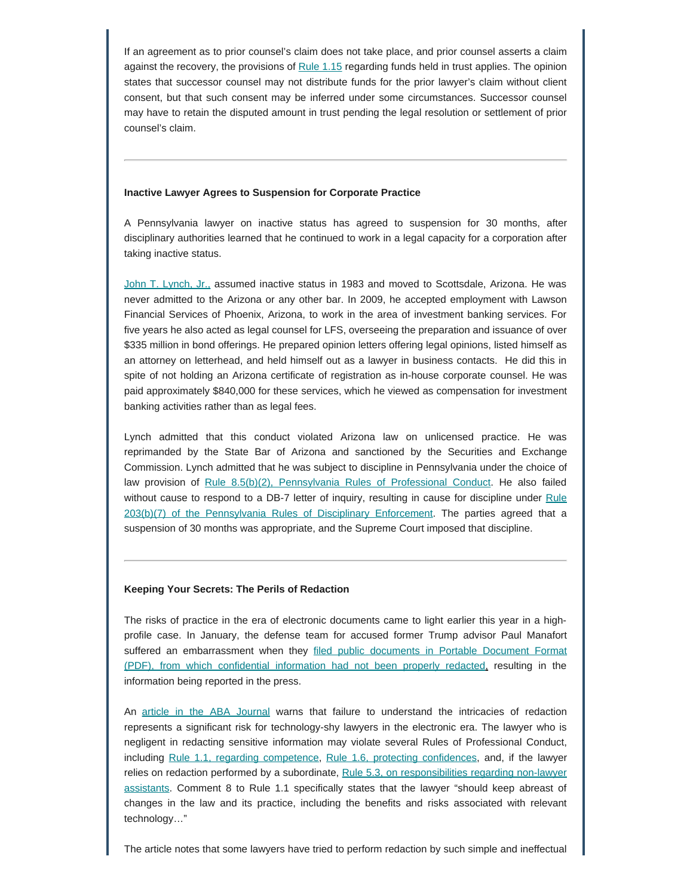If an agreement as to prior counsel's claim does not take place, and prior counsel asserts a claim against the recovery, the provisions of Rule 1.15 regarding funds held in trust applies. The opinion states that successor counsel may not distribute funds for the prior lawyer's claim without client consent, but that such consent may be inferred under some circumstances. Successor counsel may have to retain the disputed amount in trust pending the legal resolution or settlement of prior counsel's claim.

---

**Inactive Lawyer Agrees to Suspension for Corporate Practice**

A Pennsylvania lawyer on inactive status has agreed to suspension for 30 months, after disciplinary authorities learned that he continued to work in a legal capacity for a corporation after taking inactive status.

John T. Lynch, Jr., assumed inactive status in 1983 and moved to Scottsdale, Arizona. He was never admitted to the Arizona or any other bar. In 2009, he accepted employment with Lawson Financial Services of Phoenix, Arizona, to work in the area of investment banking services. For five years he also acted as legal counsel for LFS, overseeing the preparation and issuance of over $335 million in bond offerings. He prepared opinion letters offering legal opinions, listed himself as an attorney on letterhead, and held himself out as a lawyer in business contacts. He did this in spite of not holding an Arizona certificate of registration as in-house corporate counsel. He was paid approximately $840,000 for these services, which he viewed as compensation for investment banking activities rather than as legal fees.

Lynch admitted that this conduct violated Arizona law on unlicensed practice. He was reprimanded by the State Bar of Arizona and sanctioned by the Securities and Exchange Commission. Lynch admitted that he was subject to discipline in Pennsylvania under the choice of law provision of Rule 8.5(b)(2), Pennsylvania Rules of Professional Conduct. He also failed without cause to respond to a DB-7 letter of inquiry, resulting in cause for discipline under Rule 203(b)(7) of the Pennsylvania Rules of Disciplinary Enforcement. The parties agreed that a suspension of 30 months was appropriate, and the Supreme Court imposed that discipline.

---

**Keeping Your Secrets: The Perils of Redaction**

The risks of practice in the era of electronic documents came to light earlier this year in a high-profile case. In January, the defense team for accused former Trump advisor Paul Manafort suffered an embarrassment when they filed public documents in Portable Document Format (PDF), from which confidential information had not been properly redacted, resulting in the information being reported in the press.

An article in the ABA Journal warns that failure to understand the intricacies of redaction represents a significant risk for technology-shy lawyers in the electronic era. The lawyer who is negligent in redacting sensitive information may violate several Rules of Professional Conduct, including Rule 1.1, regarding competence, Rule 1.6, protecting confidences, and, if the lawyer relies on redaction performed by a subordinate, Rule 5.3, on responsibilities regarding non-lawyer assistants. Comment 8 to Rule 1.1 specifically states that the lawyer "should keep abreast of changes in the law and its practice, including the benefits and risks associated with relevant technology…"

The article notes that some lawyers have tried to perform redaction by such simple and ineffectual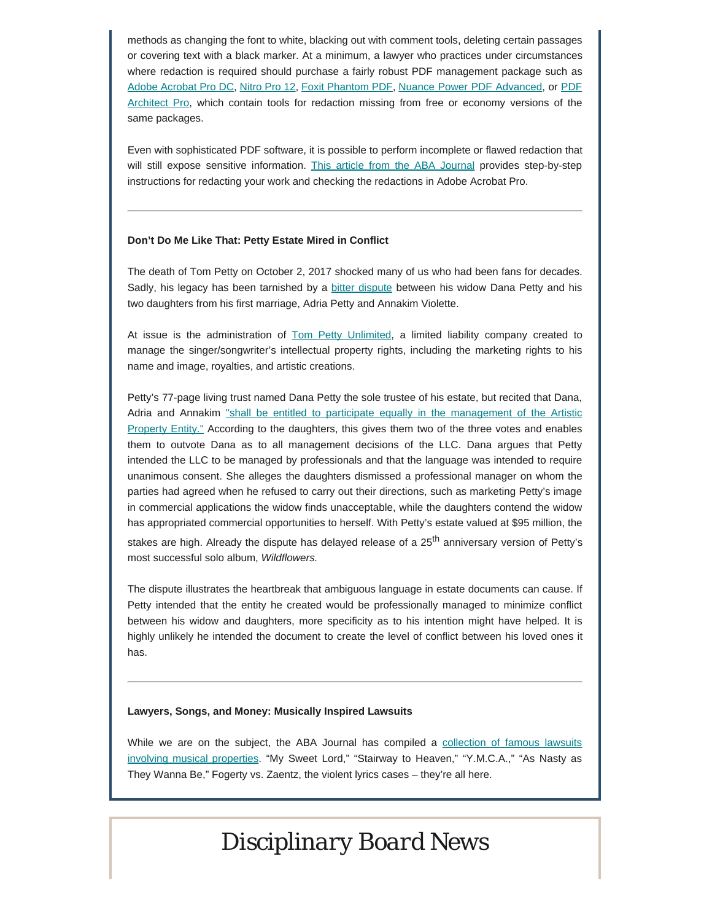methods as changing the font to white, blacking out with comment tools, deleting certain passages or covering text with a black marker. At a minimum, a lawyer who practices under circumstances where redaction is required should purchase a fairly robust PDF management package such as Adobe Acrobat Pro DC, Nitro Pro 12, Foxit Phantom PDF, Nuance Power PDF Advanced, or PDF Architect Pro, which contain tools for redaction missing from free or economy versions of the same packages.

Even with sophisticated PDF software, it is possible to perform incomplete or flawed redaction that will still expose sensitive information. This article from the ABA Journal provides step-by-step instructions for redacting your work and checking the redactions in Adobe Acrobat Pro.

---

**Don't Do Me Like That: Petty Estate Mired in Conflict**

The death of Tom Petty on October 2, 2017 shocked many of us who had been fans for decades. Sadly, his legacy has been tarnished by a bitter dispute between his widow Dana Petty and his two daughters from his first marriage, Adria Petty and Annakim Violette.

At issue is the administration of Tom Petty Unlimited, a limited liability company created to manage the singer/songwriter's intellectual property rights, including the marketing rights to his name and image, royalties, and artistic creations.

Petty's 77-page living trust named Dana Petty the sole trustee of his estate, but recited that Dana, Adria and Annakim "shall be entitled to participate equally in the management of the Artistic Property Entity." According to the daughters, this gives them two of the three votes and enables them to outvote Dana as to all management decisions of the LLC. Dana argues that Petty intended the LLC to be managed by professionals and that the language was intended to require unanimous consent. She alleges the daughters dismissed a professional manager on whom the parties had agreed when he refused to carry out their directions, such as marketing Petty's image in commercial applications the widow finds unacceptable, while the daughters contend the widow has appropriated commercial opportunities to herself. With Petty's estate valued at $95 million, the stakes are high. Already the dispute has delayed release of a 25th anniversary version of Petty's most successful solo album, *Wildflowers.*

The dispute illustrates the heartbreak that ambiguous language in estate documents can cause. If Petty intended that the entity he created would be professionally managed to minimize conflict between his widow and daughters, more specificity as to his intention might have helped. It is highly unlikely he intended the document to create the level of conflict between his loved ones it has.

---

**Lawyers, Songs, and Money: Musically Inspired Lawsuits**

While we are on the subject, the ABA Journal has compiled a collection of famous lawsuits involving musical properties. "My Sweet Lord," "Stairway to Heaven," "Y.M.C.A.," "As Nasty as They Wanna Be," Fogerty vs. Zaentz, the violent lyrics cases – they're all here.

# Disciplinary Board News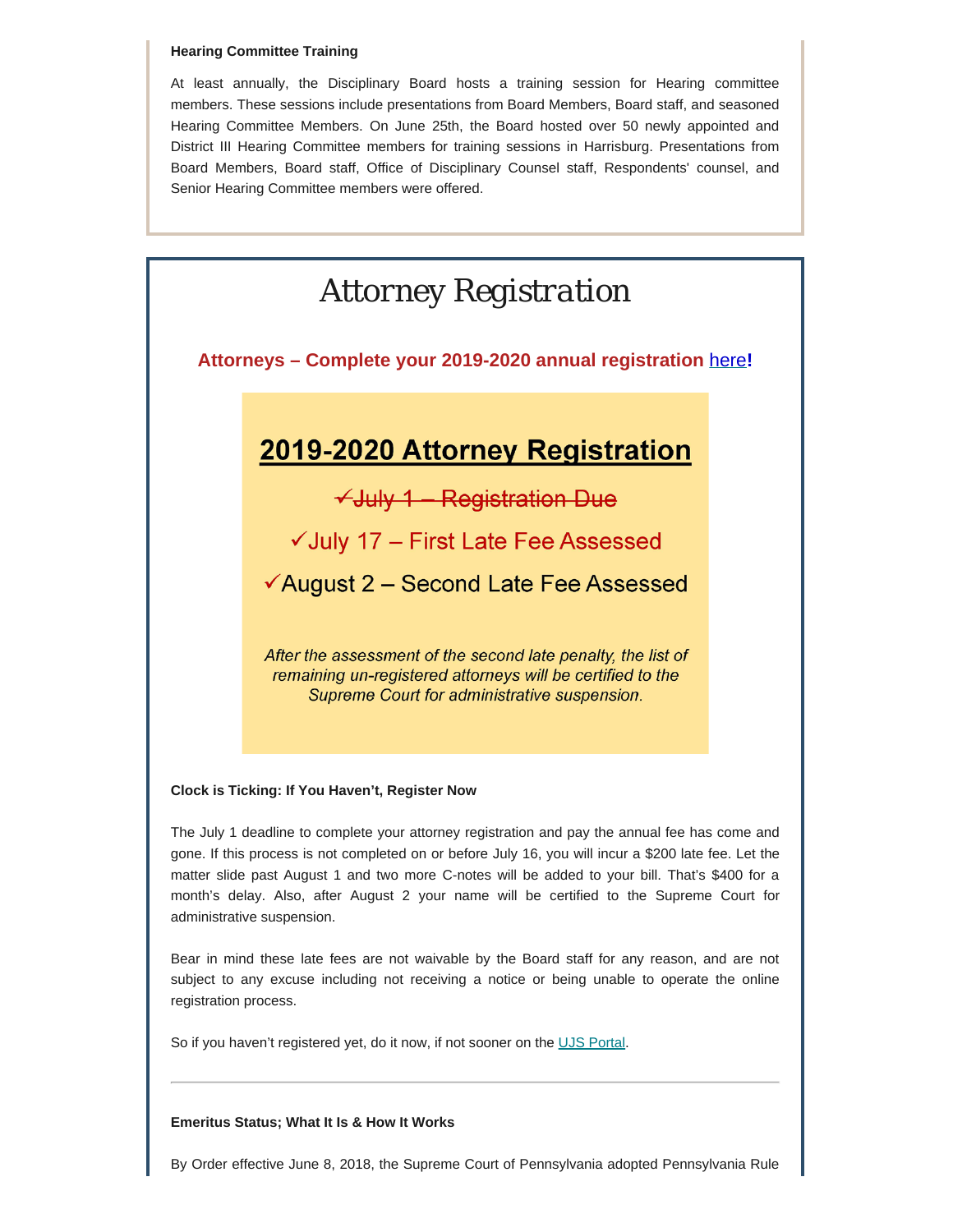**Hearing Committee Training**

At least annually, the Disciplinary Board hosts a training session for Hearing committee members. These sessions include presentations from Board Members, Board staff, and seasoned Hearing Committee Members. On June 25th, the Board hosted over 50 newly appointed and District III Hearing Committee members for training sessions in Harrisburg. Presentations from Board Members, Board staff, Office of Disciplinary Counsel staff, Respondents' counsel, and Senior Hearing Committee members were offered.

# Attorney Registration

**Attorneys – Complete your 2019-2020 annual registration here!**

## 2019-2020 Attorney Registration

✓~~July 1 – Registration Due~~

✓July 17 – First Late Fee Assessed

✓August 2 – Second Late Fee Assessed

*After the assessment of the second late penalty, the list of remaining un-registered attorneys will be certified to the Supreme Court for administrative suspension.*

**Clock is Ticking: If You Haven't, Register Now**

The July 1 deadline to complete your attorney registration and pay the annual fee has come and gone. If this process is not completed on or before July 16, you will incur a $200 late fee. Let the matter slide past August 1 and two more C-notes will be added to your bill. That's $400 for a month's delay. Also, after August 2 your name will be certified to the Supreme Court for administrative suspension.

Bear in mind these late fees are not waivable by the Board staff for any reason, and are not subject to any excuse including not receiving a notice or being unable to operate the online registration process.

So if you haven't registered yet, do it now, if not sooner on the UJS Portal.

---

**Emeritus Status; What It Is & How It Works**

By Order effective June 8, 2018, the Supreme Court of Pennsylvania adopted Pennsylvania Rule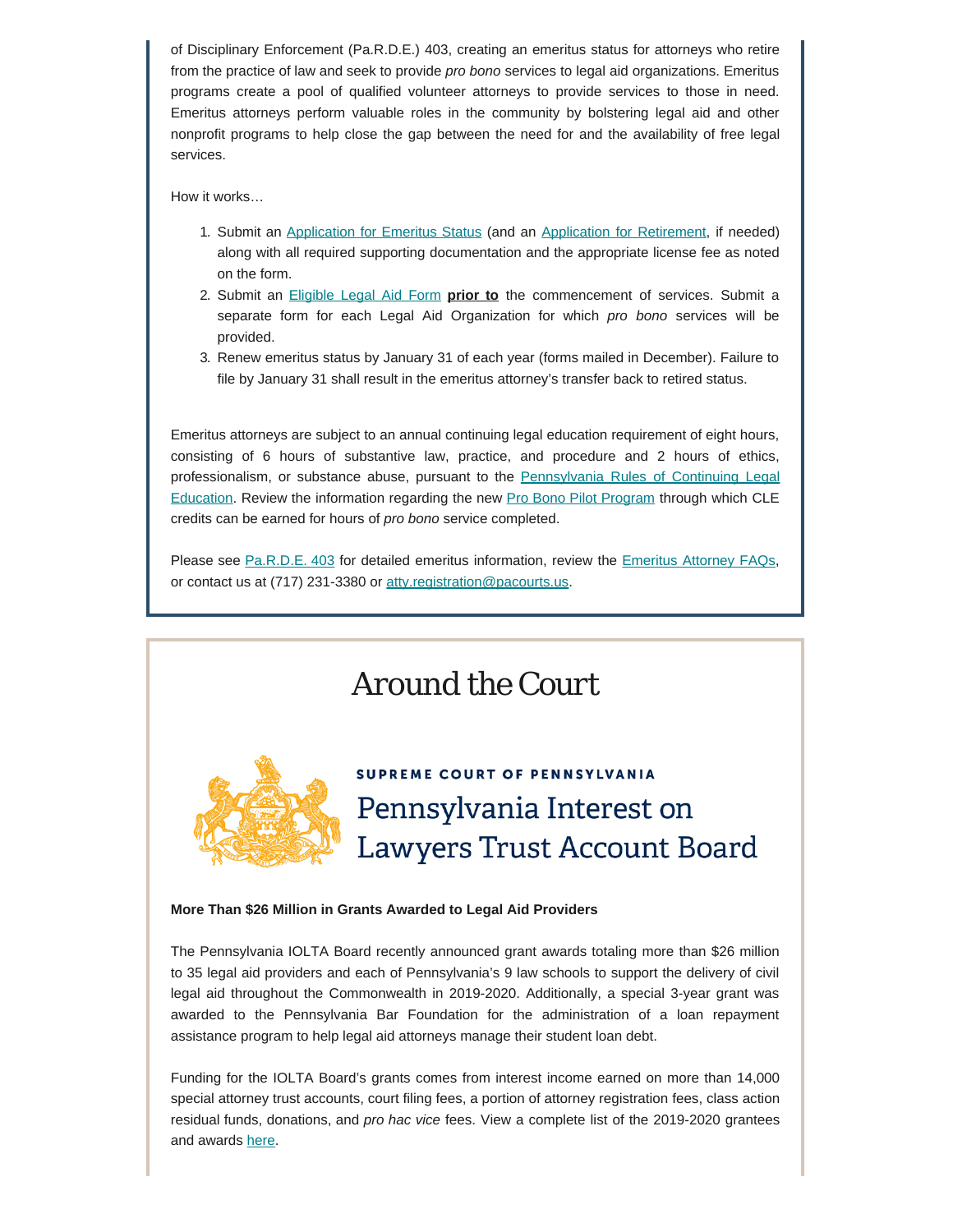of Disciplinary Enforcement (Pa.R.D.E.) 403, creating an emeritus status for attorneys who retire from the practice of law and seek to provide *pro bono* services to legal aid organizations. Emeritus programs create a pool of qualified volunteer attorneys to provide services to those in need. Emeritus attorneys perform valuable roles in the community by bolstering legal aid and other nonprofit programs to help close the gap between the need for and the availability of free legal services.

How it works…

1. Submit an Application for Emeritus Status (and an Application for Retirement, if needed) along with all required supporting documentation and the appropriate license fee as noted on the form.
2. Submit an Eligible Legal Aid Form **prior to** the commencement of services. Submit a separate form for each Legal Aid Organization for which *pro bono* services will be provided.
3. Renew emeritus status by January 31 of each year (forms mailed in December). Failure to file by January 31 shall result in the emeritus attorney's transfer back to retired status.

Emeritus attorneys are subject to an annual continuing legal education requirement of eight hours, consisting of 6 hours of substantive law, practice, and procedure and 2 hours of ethics, professionalism, or substance abuse, pursuant to the Pennsylvania Rules of Continuing Legal Education. Review the information regarding the new Pro Bono Pilot Program through which CLE credits can be earned for hours of *pro bono* service completed.

Please see Pa.R.D.E. 403 for detailed emeritus information, review the Emeritus Attorney FAQs, or contact us at (717) 231-3380 or atty.registration@pacourts.us.

# Around the Court

SUPREME COURT OF PENNSYLVANIA

Pennsylvania Interest on Lawyers Trust Account Board

**More Than $26 Million in Grants Awarded to Legal Aid Providers**

The Pennsylvania IOLTA Board recently announced grant awards totaling more than $26 million to 35 legal aid providers and each of Pennsylvania's 9 law schools to support the delivery of civil legal aid throughout the Commonwealth in 2019-2020. Additionally, a special 3-year grant was awarded to the Pennsylvania Bar Foundation for the administration of a loan repayment assistance program to help legal aid attorneys manage their student loan debt.

Funding for the IOLTA Board's grants comes from interest income earned on more than 14,000 special attorney trust accounts, court filing fees, a portion of attorney registration fees, class action residual funds, donations, and *pro hac vice* fees. View a complete list of the 2019-2020 grantees and awards here.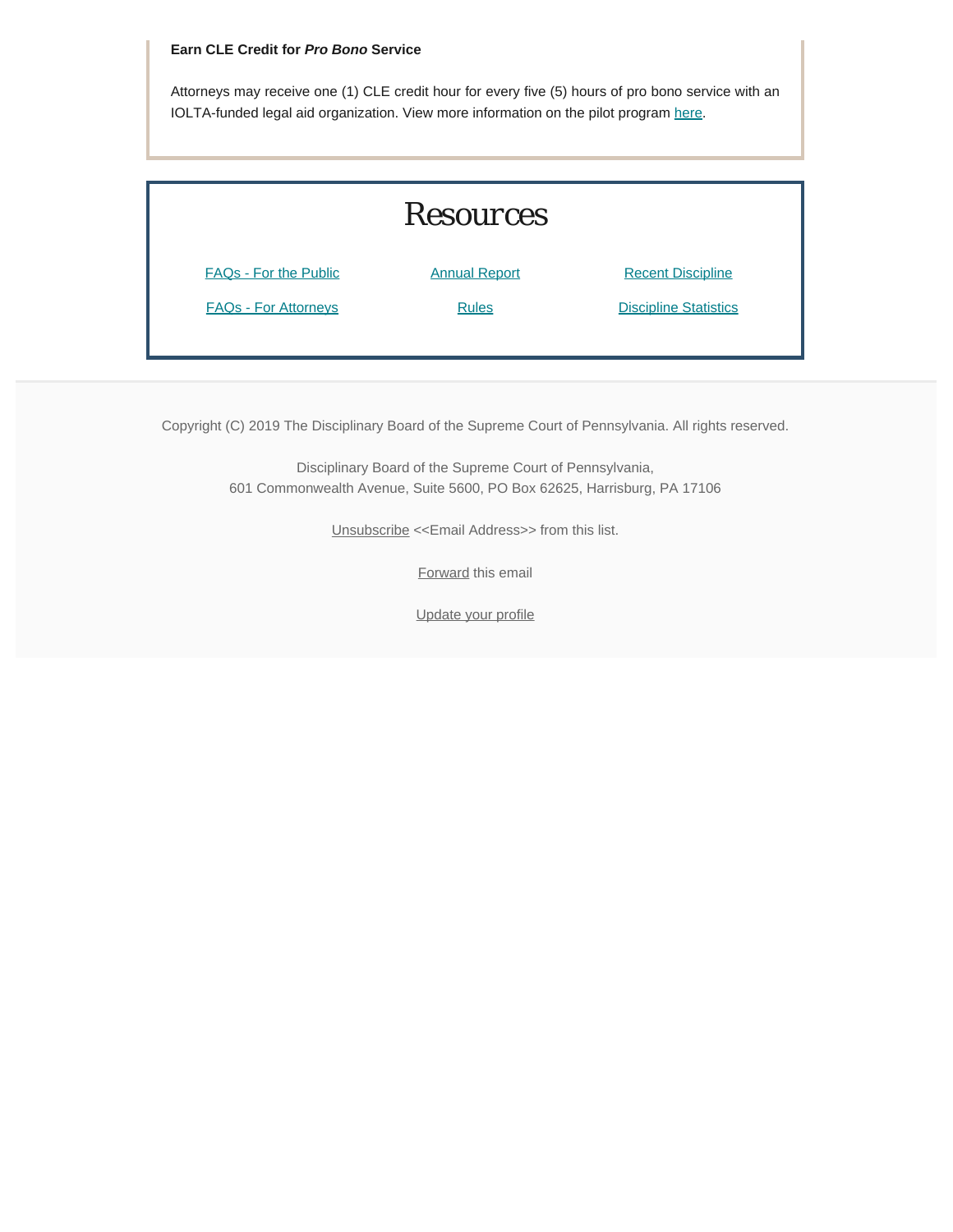**Earn CLE Credit for *Pro Bono* Service**

Attorneys may receive one (1) CLE credit hour for every five (5) hours of pro bono service with an IOLTA-funded legal aid organization. View more information on the pilot program here.

# Resources

FAQs - For the Public

Annual Report

Recent Discipline

FAQs - For Attorneys

Rules

Discipline Statistics

Copyright (C) 2019 The Disciplinary Board of the Supreme Court of Pennsylvania. All rights reserved.

Disciplinary Board of the Supreme Court of Pennsylvania,
601 Commonwealth Avenue, Suite 5600, PO Box 62625, Harrisburg, PA 17106

Unsubscribe <<Email Address>> from this list.

Forward this email

Update your profile